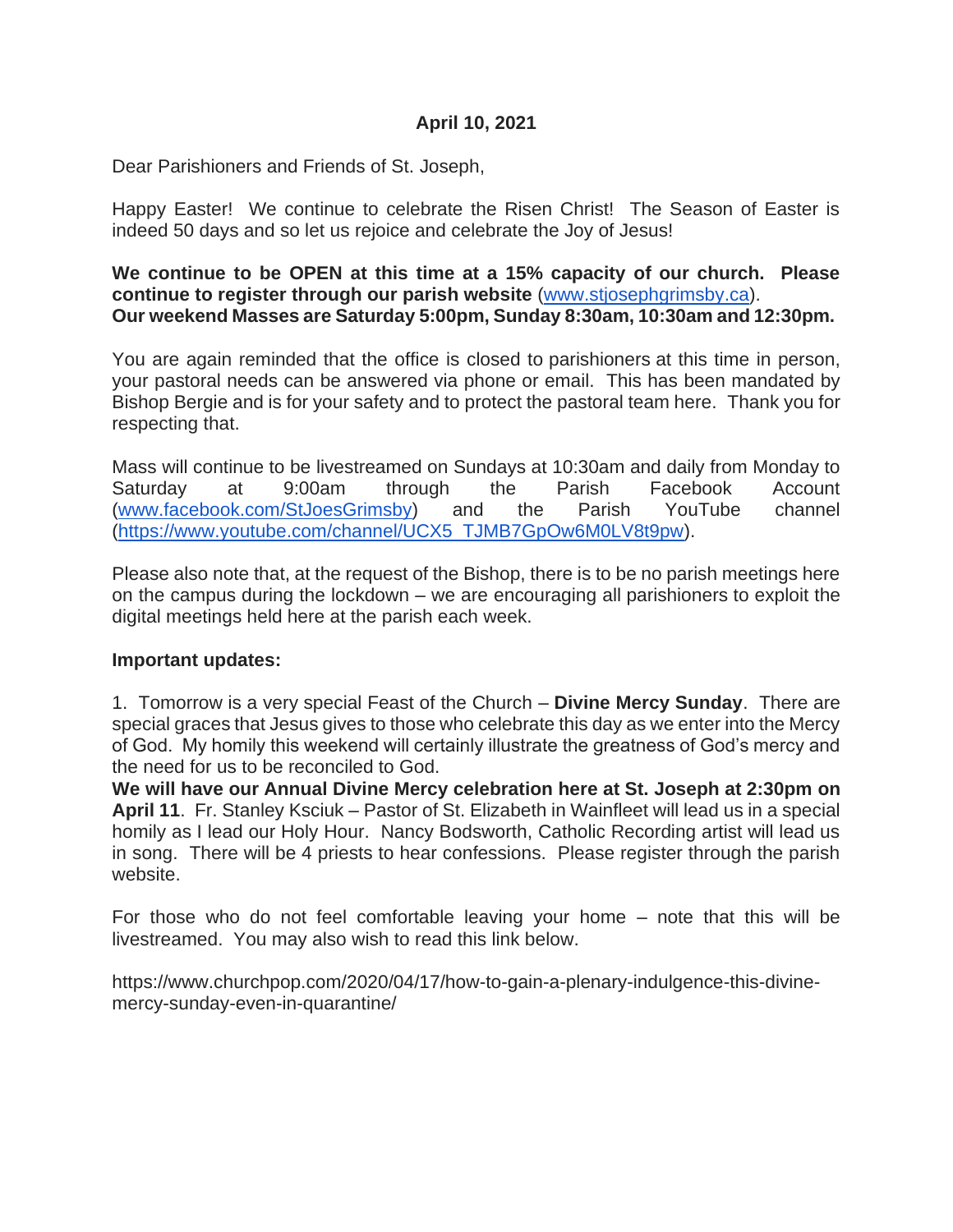**April 10, 2021**

Dear Parishioners and Friends of St. Joseph,

Happy Easter! We continue to celebrate the Risen Christ! The Season of Easter is indeed 50 days and so let us rejoice and celebrate the Joy of Jesus!

**We continue to be OPEN at this time at a 15% capacity of our church. Please continue to register through our parish website** (www.stjosephgrimsby.ca).
**Our weekend Masses are Saturday 5:00pm, Sunday 8:30am, 10:30am and 12:30pm.**

You are again reminded that the office is closed to parishioners at this time in person, your pastoral needs can be answered via phone or email. This has been mandated by Bishop Bergie and is for your safety and to protect the pastoral team here. Thank you for respecting that.

Mass will continue to be livestreamed on Sundays at 10:30am and daily from Monday to Saturday at 9:00am through the Parish Facebook Account (www.facebook.com/StJoesGrimsby) and the Parish YouTube channel (https://www.youtube.com/channel/UCX5_TJMB7GpOw6M0LV8t9pw).

Please also note that, at the request of the Bishop, there is to be no parish meetings here on the campus during the lockdown – we are encouraging all parishioners to exploit the digital meetings held here at the parish each week.

**Important updates:**

1. Tomorrow is a very special Feast of the Church – **Divine Mercy Sunday**. There are special graces that Jesus gives to those who celebrate this day as we enter into the Mercy of God. My homily this weekend will certainly illustrate the greatness of God's mercy and the need for us to be reconciled to God.
**We will have our Annual Divine Mercy celebration here at St. Joseph at 2:30pm on April 11**. Fr. Stanley Ksciuk – Pastor of St. Elizabeth in Wainfleet will lead us in a special homily as I lead our Holy Hour. Nancy Bodsworth, Catholic Recording artist will lead us in song. There will be 4 priests to hear confessions. Please register through the parish website.

For those who do not feel comfortable leaving your home – note that this will be livestreamed. You may also wish to read this link below.

https://www.churchpop.com/2020/04/17/how-to-gain-a-plenary-indulgence-this-divine-mercy-sunday-even-in-quarantine/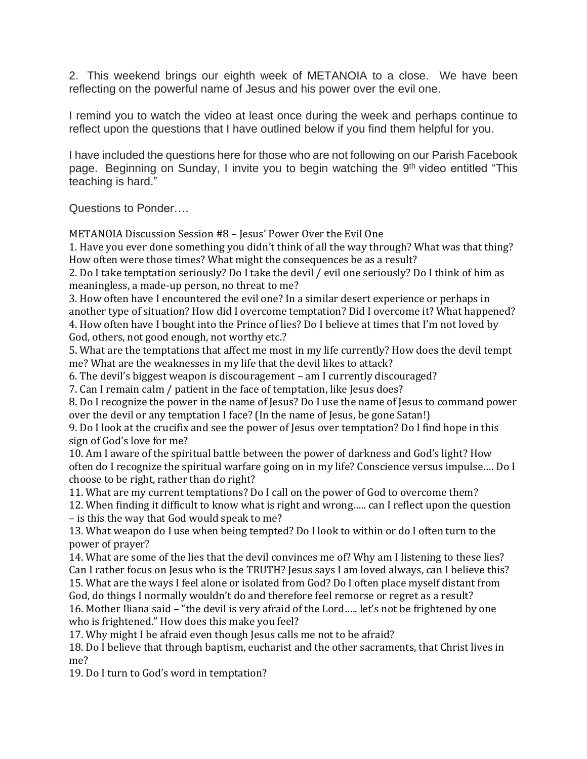2. This weekend brings our eighth week of METANOIA to a close. We have been reflecting on the powerful name of Jesus and his power over the evil one.

I remind you to watch the video at least once during the week and perhaps continue to reflect upon the questions that I have outlined below if you find them helpful for you.

I have included the questions here for those who are not following on our Parish Facebook page. Beginning on Sunday, I invite you to begin watching the 9th video entitled "This teaching is hard."

Questions to Ponder….

METANOIA Discussion Session #8 – Jesus' Power Over the Evil One

1. Have you ever done something you didn't think of all the way through? What was that thing? How often were those times? What might the consequences be as a result?
2. Do I take temptation seriously? Do I take the devil / evil one seriously? Do I think of him as meaningless, a made-up person, no threat to me?
3. How often have I encountered the evil one? In a similar desert experience or perhaps in another type of situation? How did I overcome temptation? Did I overcome it? What happened?
4. How often have I bought into the Prince of lies? Do I believe at times that I'm not loved by God, others, not good enough, not worthy etc.?
5. What are the temptations that affect me most in my life currently? How does the devil tempt me? What are the weaknesses in my life that the devil likes to attack?
6. The devil's biggest weapon is discouragement – am I currently discouraged?
7. Can I remain calm / patient in the face of temptation, like Jesus does?
8. Do I recognize the power in the name of Jesus? Do I use the name of Jesus to command power over the devil or any temptation I face? (In the name of Jesus, be gone Satan!)
9. Do I look at the crucifix and see the power of Jesus over temptation? Do I find hope in this sign of God's love for me?
10. Am I aware of the spiritual battle between the power of darkness and God's light? How often do I recognize the spiritual warfare going on in my life? Conscience versus impulse…. Do I choose to be right, rather than do right?
11. What are my current temptations? Do I call on the power of God to overcome them?
12. When finding it difficult to know what is right and wrong….. can I reflect upon the question – is this the way that God would speak to me?
13. What weapon do I use when being tempted? Do I look to within or do I often turn to the power of prayer?
14. What are some of the lies that the devil convinces me of? Why am I listening to these lies? Can I rather focus on Jesus who is the TRUTH? Jesus says I am loved always, can I believe this?
15. What are the ways I feel alone or isolated from God? Do I often place myself distant from God, do things I normally wouldn't do and therefore feel remorse or regret as a result?
16. Mother Iliana said – "the devil is very afraid of the Lord….. let's not be frightened by one who is frightened." How does this make you feel?
17. Why might I be afraid even though Jesus calls me not to be afraid?
18. Do I believe that through baptism, eucharist and the other sacraments, that Christ lives in me?
19. Do I turn to God's word in temptation?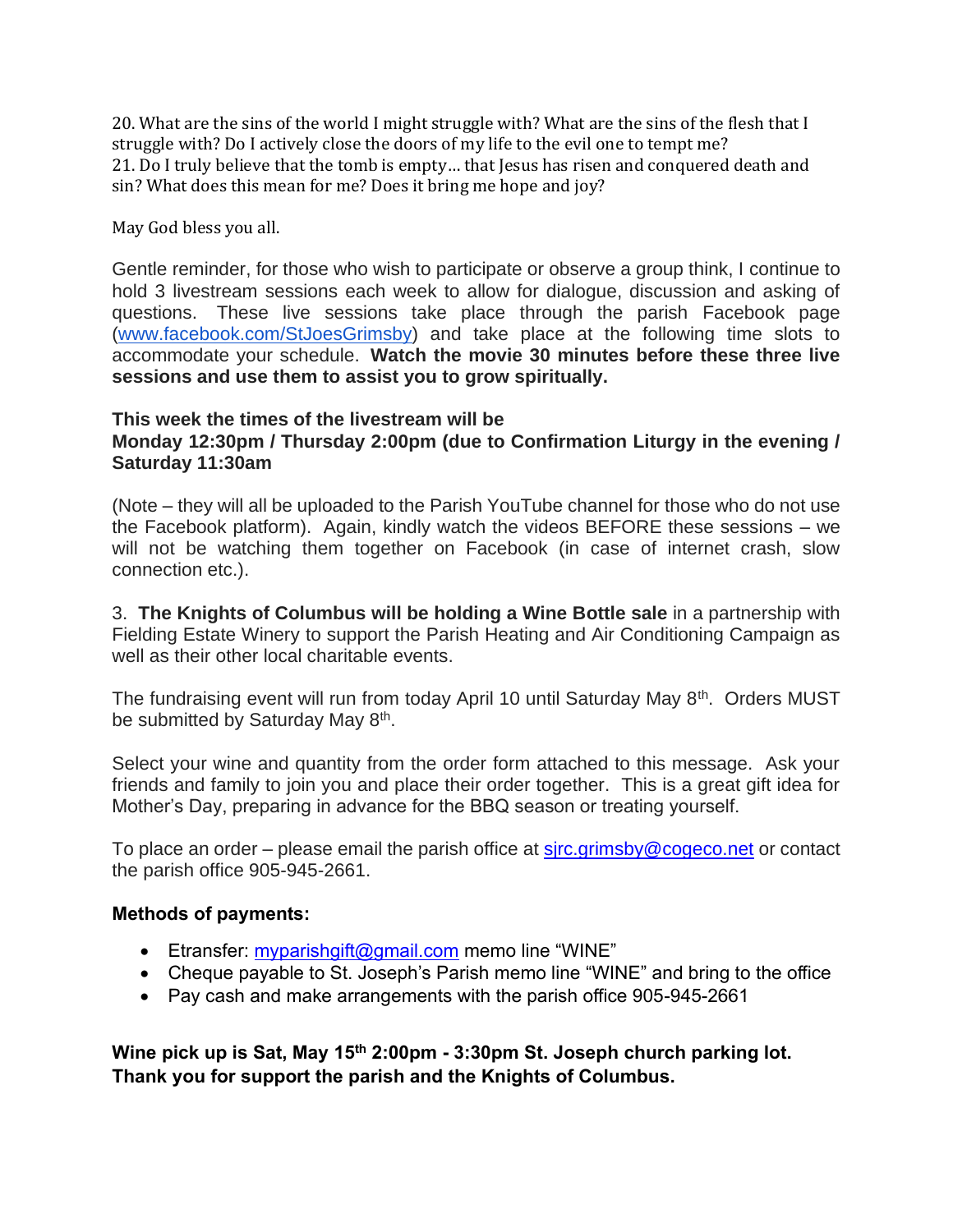20. What are the sins of the world I might struggle with? What are the sins of the flesh that I struggle with? Do I actively close the doors of my life to the evil one to tempt me?
21. Do I truly believe that the tomb is empty… that Jesus has risen and conquered death and sin? What does this mean for me? Does it bring me hope and joy?

May God bless you all.

Gentle reminder, for those who wish to participate or observe a group think, I continue to hold 3 livestream sessions each week to allow for dialogue, discussion and asking of questions. These live sessions take place through the parish Facebook page (www.facebook.com/StJoesGrimsby) and take place at the following time slots to accommodate your schedule. **Watch the movie 30 minutes before these three live sessions and use them to assist you to grow spiritually.**

**This week the times of the livestream will be**
**Monday 12:30pm / Thursday 2:00pm (due to Confirmation Liturgy in the evening / Saturday 11:30am**

(Note – they will all be uploaded to the Parish YouTube channel for those who do not use the Facebook platform). Again, kindly watch the videos BEFORE these sessions – we will not be watching them together on Facebook (in case of internet crash, slow connection etc.).

3. **The Knights of Columbus will be holding a Wine Bottle sale** in a partnership with Fielding Estate Winery to support the Parish Heating and Air Conditioning Campaign as well as their other local charitable events.

The fundraising event will run from today April 10 until Saturday May 8th. Orders MUST be submitted by Saturday May 8th.

Select your wine and quantity from the order form attached to this message. Ask your friends and family to join you and place their order together. This is a great gift idea for Mother's Day, preparing in advance for the BBQ season or treating yourself.

To place an order – please email the parish office at sjrc.grimsby@cogeco.net or contact the parish office 905-945-2661.

**Methods of payments:**

- Etransfer: myparishgift@gmail.com memo line "WINE"
- Cheque payable to St. Joseph's Parish memo line "WINE" and bring to the office
- Pay cash and make arrangements with the parish office 905-945-2661

**Wine pick up is Sat, May 15th 2:00pm - 3:30pm St. Joseph church parking lot.**
**Thank you for support the parish and the Knights of Columbus.**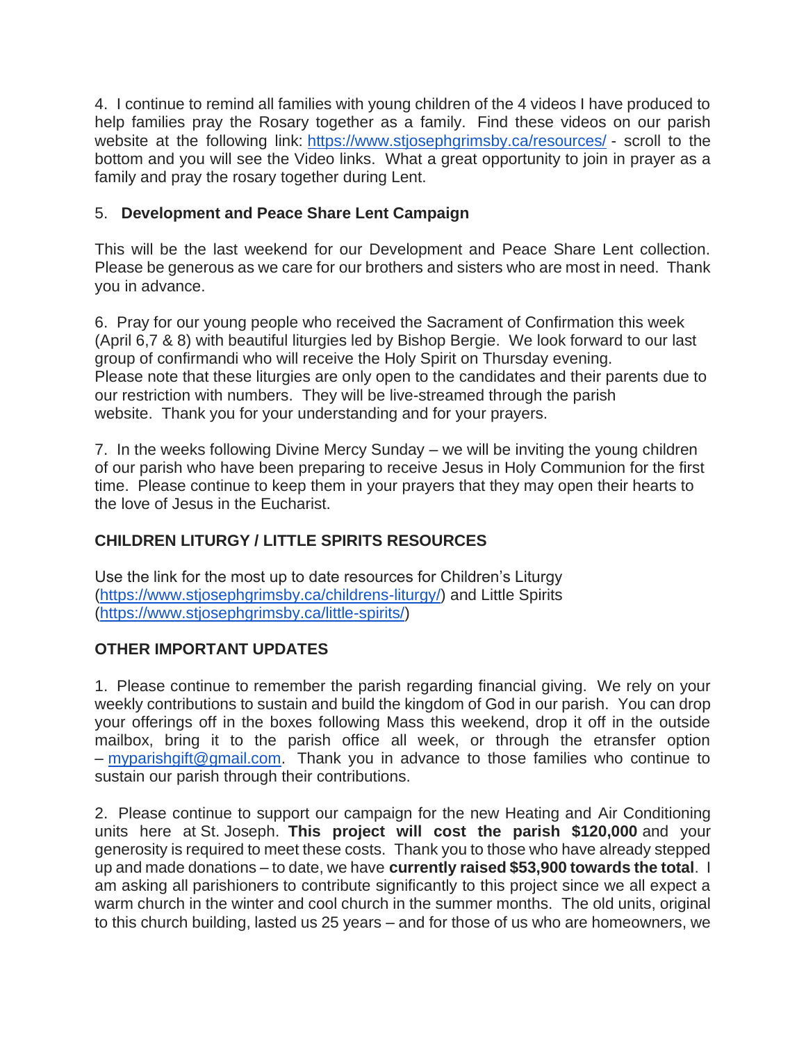4. I continue to remind all families with young children of the 4 videos I have produced to help families pray the Rosary together as a family. Find these videos on our parish website at the following link: https://www.stjosephgrimsby.ca/resources/ - scroll to the bottom and you will see the Video links. What a great opportunity to join in prayer as a family and pray the rosary together during Lent.

5. **Development and Peace Share Lent Campaign**

This will be the last weekend for our Development and Peace Share Lent collection. Please be generous as we care for our brothers and sisters who are most in need. Thank you in advance.

6. Pray for our young people who received the Sacrament of Confirmation this week (April 6,7 & 8) with beautiful liturgies led by Bishop Bergie. We look forward to our last group of confirmandi who will receive the Holy Spirit on Thursday evening.
Please note that these liturgies are only open to the candidates and their parents due to our restriction with numbers. They will be live-streamed through the parish website. Thank you for your understanding and for your prayers.

7. In the weeks following Divine Mercy Sunday – we will be inviting the young children of our parish who have been preparing to receive Jesus in Holy Communion for the first time. Please continue to keep them in your prayers that they may open their hearts to the love of Jesus in the Eucharist.

**CHILDREN LITURGY / LITTLE SPIRITS RESOURCES**

Use the link for the most up to date resources for Children's Liturgy (https://www.stjosephgrimsby.ca/childrens-liturgy/) and Little Spirits (https://www.stjosephgrimsby.ca/little-spirits/)

**OTHER IMPORTANT UPDATES**

1. Please continue to remember the parish regarding financial giving. We rely on your weekly contributions to sustain and build the kingdom of God in our parish. You can drop your offerings off in the boxes following Mass this weekend, drop it off in the outside mailbox, bring it to the parish office all week, or through the etransfer option – myparishgift@gmail.com. Thank you in advance to those families who continue to sustain our parish through their contributions.

2. Please continue to support our campaign for the new Heating and Air Conditioning units here at St. Joseph. **This project will cost the parish $120,000** and your generosity is required to meet these costs. Thank you to those who have already stepped up and made donations – to date, we have **currently raised $53,900 towards the total**. I am asking all parishioners to contribute significantly to this project since we all expect a warm church in the winter and cool church in the summer months. The old units, original to this church building, lasted us 25 years – and for those of us who are homeowners, we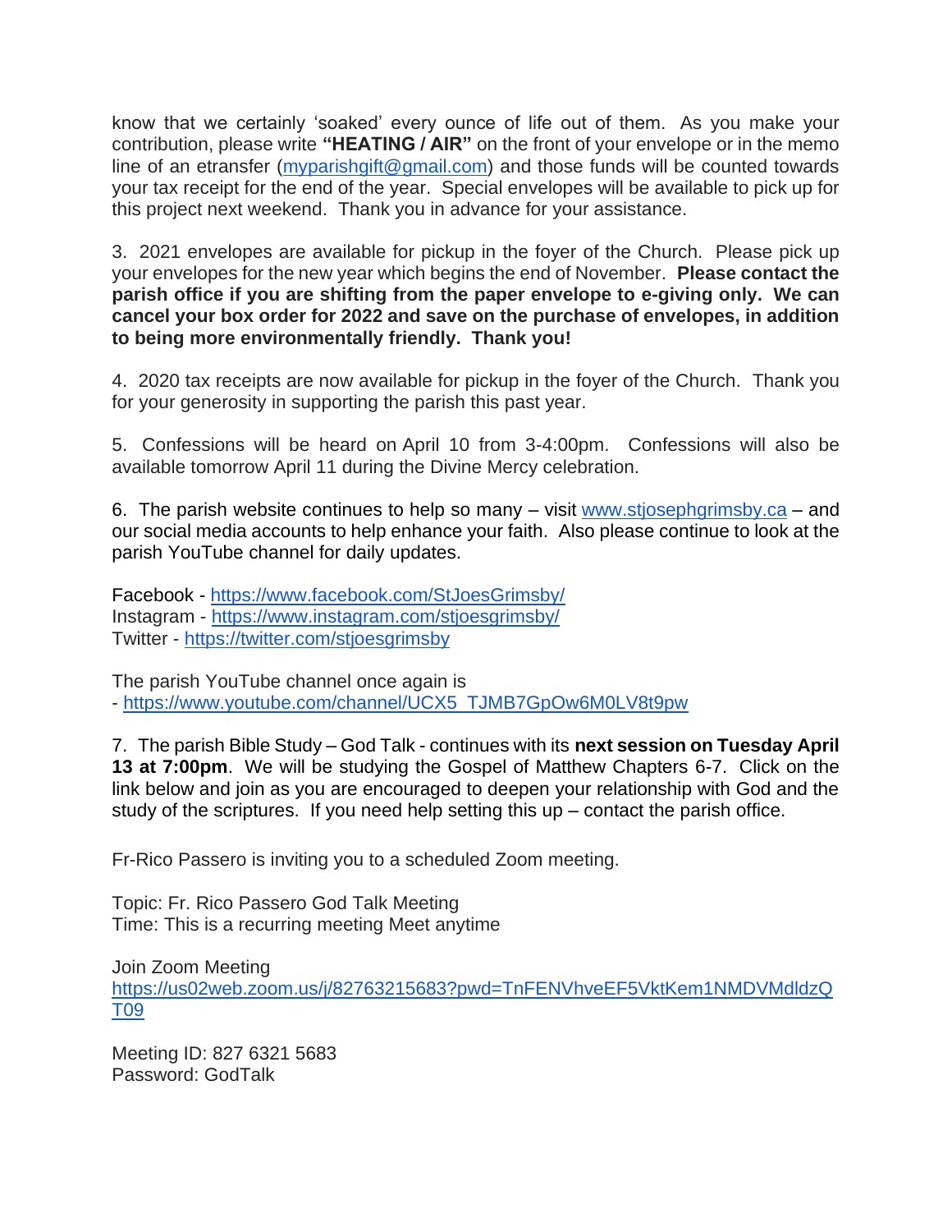know that we certainly 'soaked' every ounce of life out of them. As you make your contribution, please write **"HEATING / AIR"** on the front of your envelope or in the memo line of an etransfer (myparishgift@gmail.com) and those funds will be counted towards your tax receipt for the end of the year. Special envelopes will be available to pick up for this project next weekend. Thank you in advance for your assistance.

3. 2021 envelopes are available for pickup in the foyer of the Church. Please pick up your envelopes for the new year which begins the end of November. **Please contact the parish office if you are shifting from the paper envelope to e-giving only. We can cancel your box order for 2022 and save on the purchase of envelopes, in addition to being more environmentally friendly. Thank you!**

4. 2020 tax receipts are now available for pickup in the foyer of the Church. Thank you for your generosity in supporting the parish this past year.

5. Confessions will be heard on April 10 from 3-4:00pm. Confessions will also be available tomorrow April 11 during the Divine Mercy celebration.

6. The parish website continues to help so many – visit www.stjosephgrimsby.ca – and our social media accounts to help enhance your faith. Also please continue to look at the parish YouTube channel for daily updates.

Facebook - https://www.facebook.com/StJoesGrimsby/
Instagram - https://www.instagram.com/stjoesgrimsby/
Twitter - https://twitter.com/stjoesgrimsby

The parish YouTube channel once again is
- https://www.youtube.com/channel/UCX5_TJMB7GpOw6M0LV8t9pw

7. The parish Bible Study – God Talk - continues with its **next session on Tuesday April 13 at 7:00pm**. We will be studying the Gospel of Matthew Chapters 6-7. Click on the link below and join as you are encouraged to deepen your relationship with God and the study of the scriptures. If you need help setting this up – contact the parish office.

Fr-Rico Passero is inviting you to a scheduled Zoom meeting.

Topic: Fr. Rico Passero God Talk Meeting
Time: This is a recurring meeting Meet anytime

Join Zoom Meeting
https://us02web.zoom.us/j/82763215683?pwd=TnFENVhveEF5VktKem1NMDVMdldzQT09

Meeting ID: 827 6321 5683
Password: GodTalk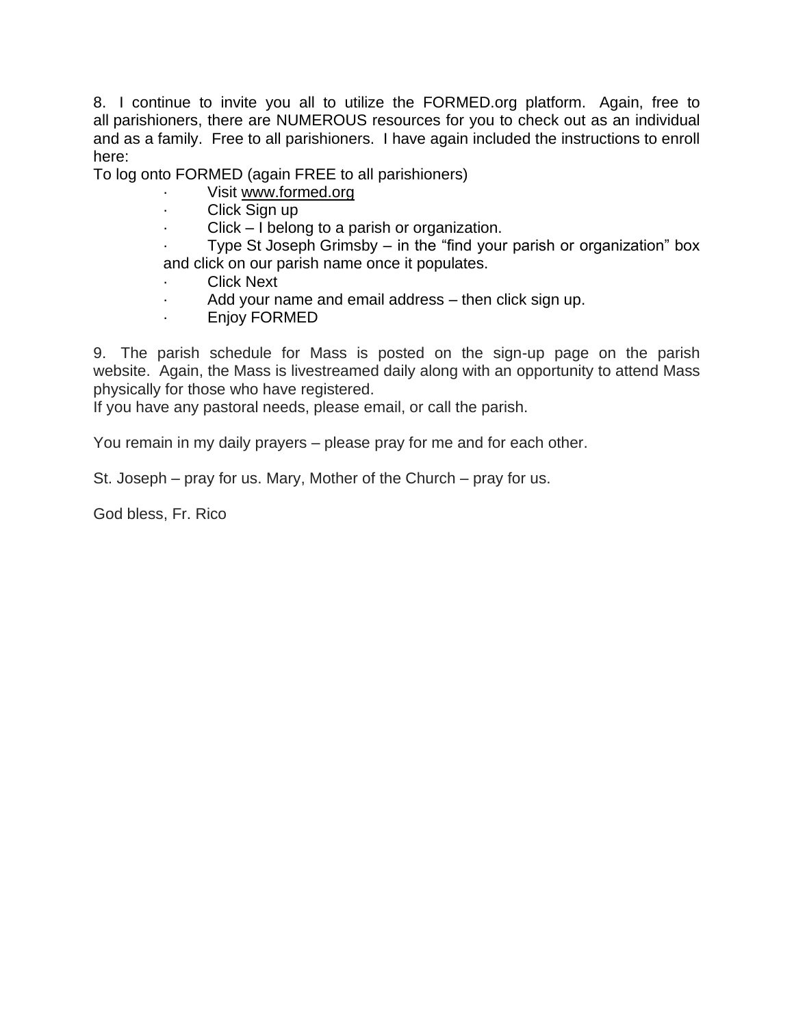8. I continue to invite you all to utilize the FORMED.org platform. Again, free to all parishioners, there are NUMEROUS resources for you to check out as an individual and as a family. Free to all parishioners. I have again included the instructions to enroll here:

To log onto FORMED (again FREE to all parishioners)

- Visit www.formed.org
- Click Sign up
- Click – I belong to a parish or organization.
- Type St Joseph Grimsby – in the "find your parish or organization" box and click on our parish name once it populates.
- Click Next
- Add your name and email address – then click sign up.
- Enjoy FORMED

9. The parish schedule for Mass is posted on the sign-up page on the parish website. Again, the Mass is livestreamed daily along with an opportunity to attend Mass physically for those who have registered.

If you have any pastoral needs, please email, or call the parish.

You remain in my daily prayers – please pray for me and for each other.

St. Joseph – pray for us. Mary, Mother of the Church – pray for us.

God bless, Fr. Rico